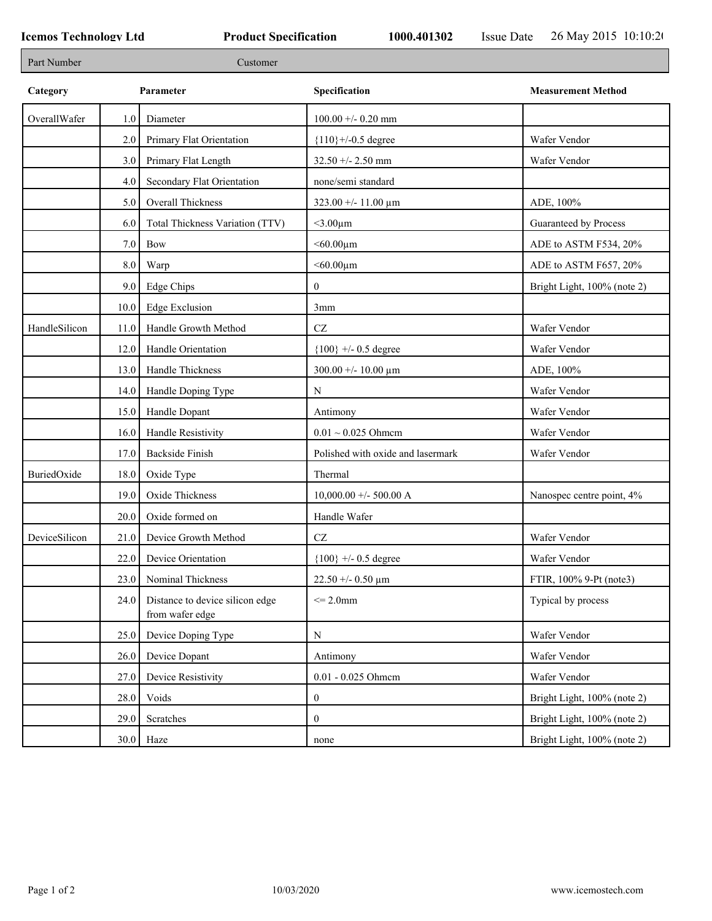**Icemos Technology Ltd** **Product Specification** **1000.401302** Issue Date 26 May 2015 10:10:2(

| Part Number | Customer |
|---|---|

| Category | | Parameter | Specification | Measurement Method |
|---|---|---|---|---|
| OverallWafer | 1.0 | Diameter | 100.00 +/- 0.20 mm | |
| | 2.0 | Primary Flat Orientation | {110}+/-0.5 degree | Wafer Vendor |
| | 3.0 | Primary Flat Length | 32.50 +/- 2.50 mm | Wafer Vendor |
| | 4.0 | Secondary Flat Orientation | none/semi standard | |
| | 5.0 | Overall Thickness | 323.00 +/- 11.00 µm | ADE, 100% |
| | 6.0 | Total Thickness Variation (TTV) | <3.00µm | Guaranteed by Process |
| | 7.0 | Bow | <60.00µm | ADE to ASTM F534, 20% |
| | 8.0 | Warp | <60.00µm | ADE to ASTM F657, 20% |
| | 9.0 | Edge Chips | 0 | Bright Light, 100% (note 2) |
| | 10.0 | Edge Exclusion | 3mm | |
| HandleSilicon | 11.0 | Handle Growth Method | CZ | Wafer Vendor |
| | 12.0 | Handle Orientation | {100} +/- 0.5 degree | Wafer Vendor |
| | 13.0 | Handle Thickness | 300.00 +/- 10.00 µm | ADE, 100% |
| | 14.0 | Handle Doping Type | N | Wafer Vendor |
| | 15.0 | Handle Dopant | Antimony | Wafer Vendor |
| | 16.0 | Handle Resistivity | 0.01 ~ 0.025 Ohmcm | Wafer Vendor |
| | 17.0 | Backside Finish | Polished with oxide and lasermark | Wafer Vendor |
| BuriedOxide | 18.0 | Oxide Type | Thermal | |
| | 19.0 | Oxide Thickness | 10,000.00 +/- 500.00 A | Nanospec centre point, 4% |
| | 20.0 | Oxide formed on | Handle Wafer | |
| DeviceSilicon | 21.0 | Device Growth Method | CZ | Wafer Vendor |
| | 22.0 | Device Orientation | {100} +/- 0.5 degree | Wafer Vendor |
| | 23.0 | Nominal Thickness | 22.50 +/- 0.50 µm | FTIR, 100% 9-Pt (note3) |
| | 24.0 | Distance to device silicon edge from wafer edge | <= 2.0mm | Typical by process |
| | 25.0 | Device Doping Type | N | Wafer Vendor |
| | 26.0 | Device Dopant | Antimony | Wafer Vendor |
| | 27.0 | Device Resistivity | 0.01 - 0.025 Ohmcm | Wafer Vendor |
| | 28.0 | Voids | 0 | Bright Light, 100% (note 2) |
| | 29.0 | Scratches | 0 | Bright Light, 100% (note 2) |
| | 30.0 | Haze | none | Bright Light, 100% (note 2) |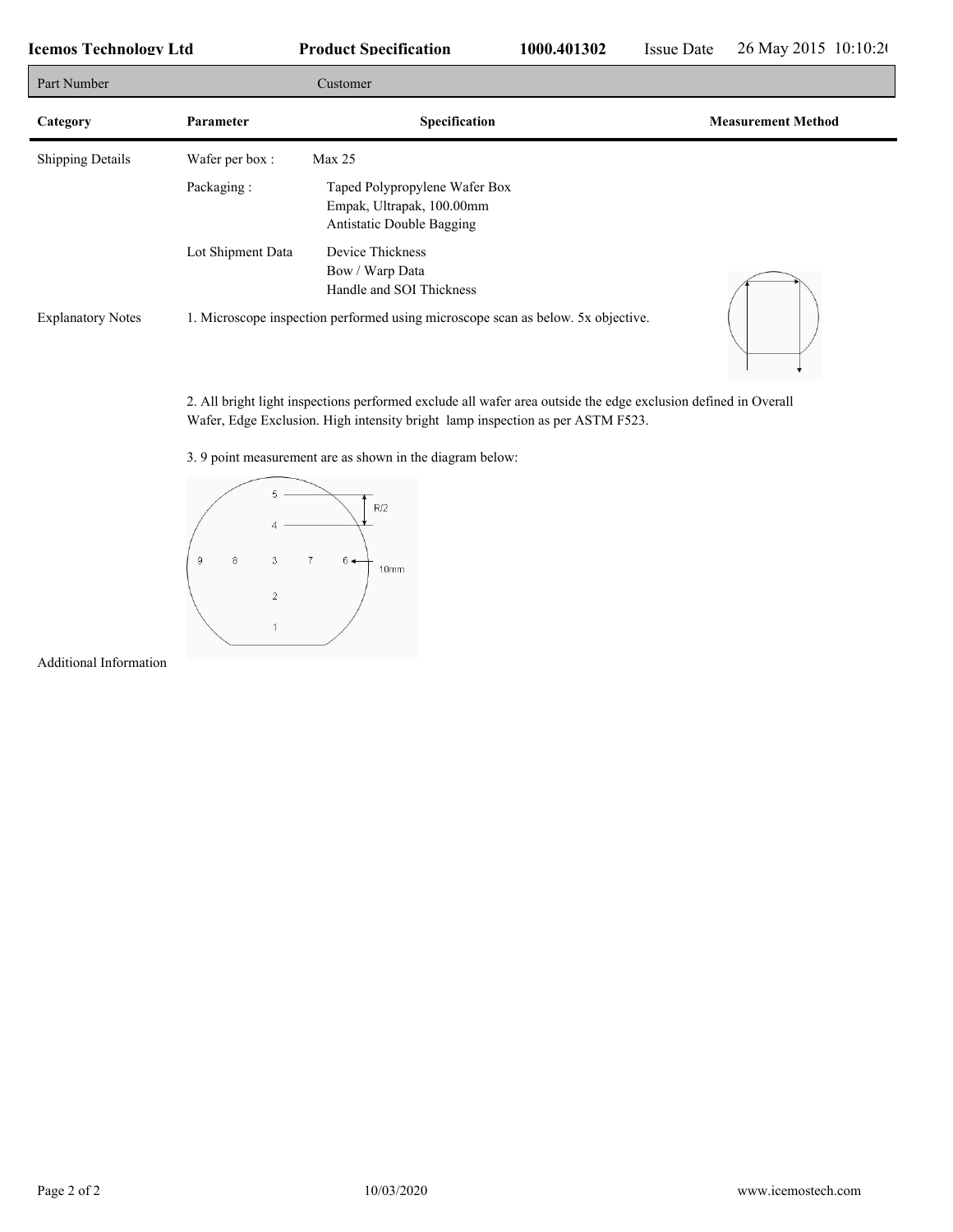| Part Number | Customer | | |
|---|---|---|---|
| **Category** | **Parameter** | **Specification** | **Measurement Method** |
| Shipping Details | Wafer per box : | Max 25 | |
| | Packaging : | Taped Polypropylene Wafer Box<br>Empak, Ultrapak, 100.00mm<br>Antistatic Double Bagging | |
| | Lot Shipment Data | Device Thickness<br>Bow / Warp Data<br>Handle and SOI Thickness | |

Explanatory Notes

1. Microscope inspection performed using microscope scan as below. 5x objective.

2. All bright light inspections performed exclude all wafer area outside the edge exclusion defined in Overall Wafer, Edge Exclusion. High intensity bright lamp inspection as per ASTM F523.

3. 9 point measurement are as shown in the diagram below:

5
4
R/2
9 8 3 7 6
10mm
2
1

Additional Information